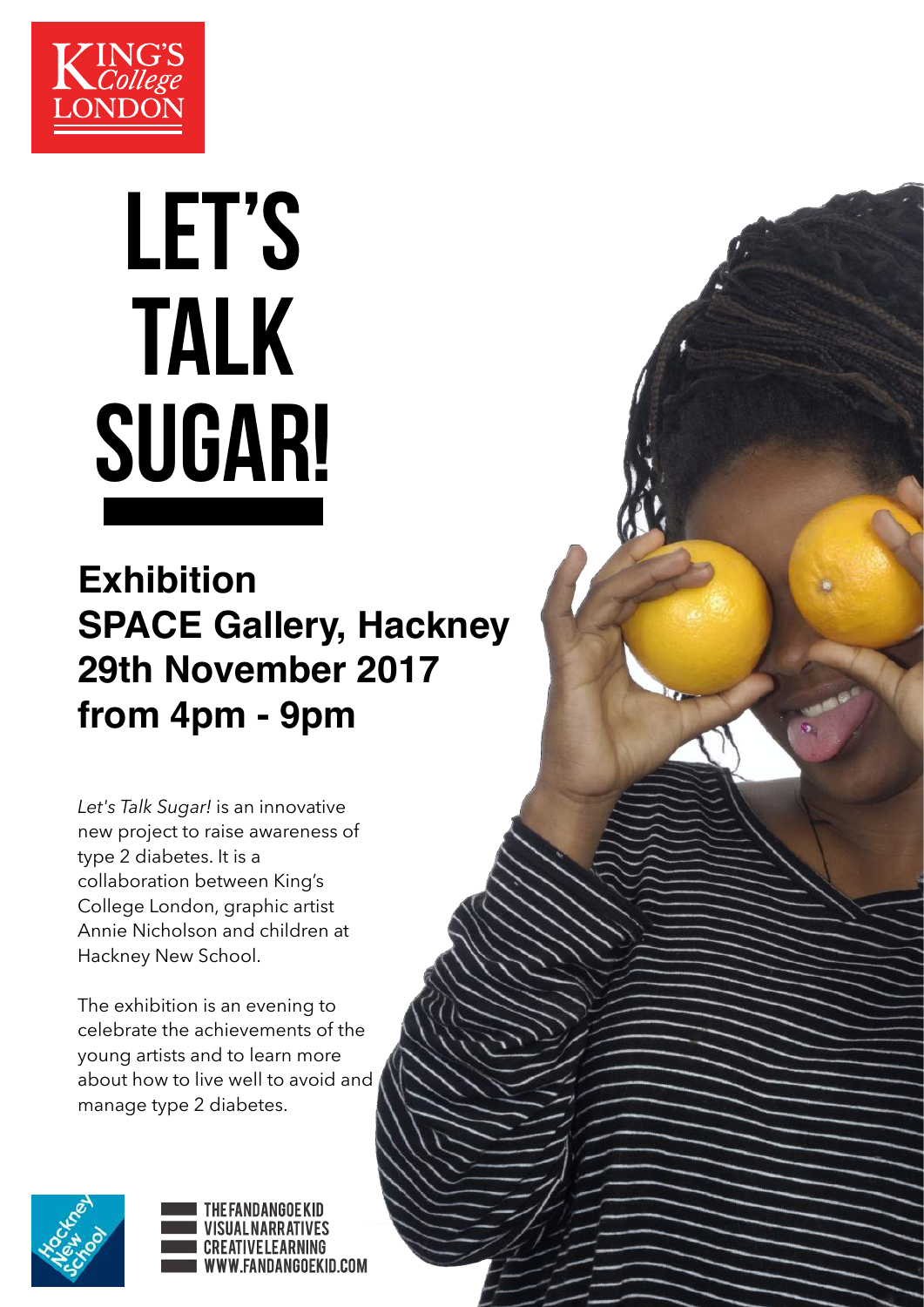KING'S College LONDON

# LET'S TALK SUGAR!

**Exhibition**
**SPACE Gallery, Hackney**
**29th November 2017**
**from 4pm - 9pm**

*Let's Talk Sugar!* is an innovative new project to raise awareness of type 2 diabetes. It is a collaboration between King's College London, graphic artist Annie Nicholson and children at Hackney New School.

The exhibition is an evening to celebrate the achievements of the young artists and to learn more about how to live well to avoid and manage type 2 diabetes.

Hackney New School

THE FANDANGOE KID
VISUAL NARRATIVES
CREATIVE LEARNING
WWW.FANDANGOEKID.COM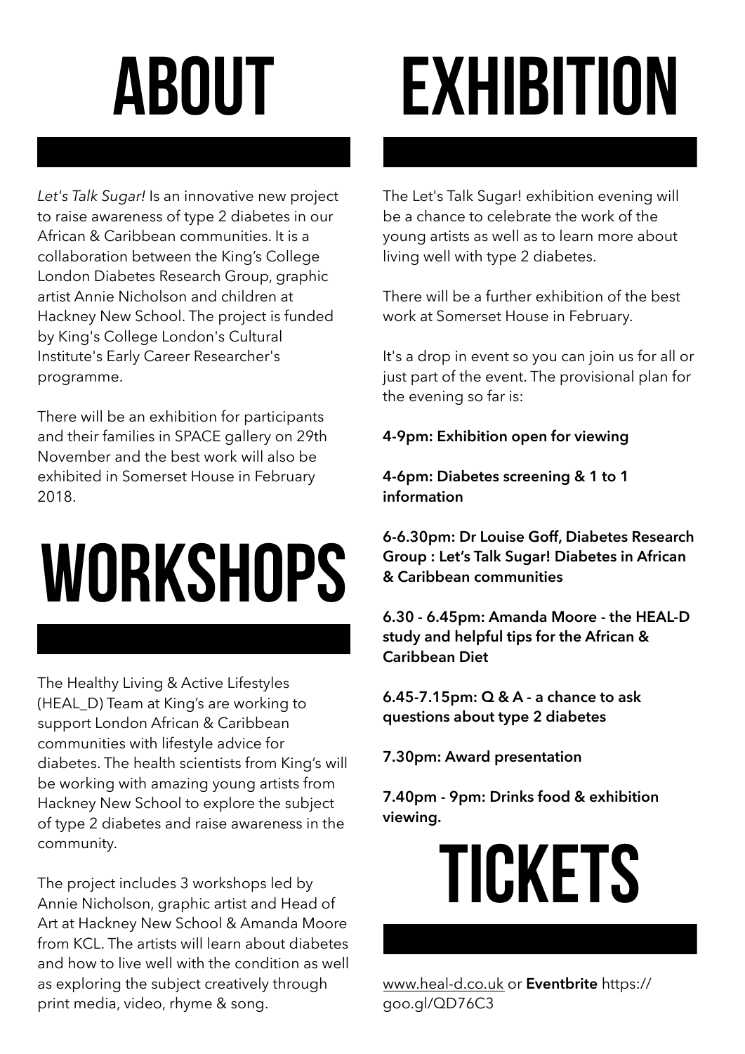# ABOUT

*Let's Talk Sugar!* Is an innovative new project to raise awareness of type 2 diabetes in our African & Caribbean communities. It is a collaboration between the King's College London Diabetes Research Group, graphic artist Annie Nicholson and children at Hackney New School. The project is funded by King's College London's Cultural Institute's Early Career Researcher's programme.

There will be an exhibition for participants and their families in SPACE gallery on 29th November and the best work will also be exhibited in Somerset House in February 2018.

# WORKSHOPS

The Healthy Living & Active Lifestyles (HEAL_D) Team at King's are working to support London African & Caribbean communities with lifestyle advice for diabetes. The health scientists from King's will be working with amazing young artists from Hackney New School to explore the subject of type 2 diabetes and raise awareness in the community.

The project includes 3 workshops led by Annie Nicholson, graphic artist and Head of Art at Hackney New School & Amanda Moore from KCL. The artists will learn about diabetes and how to live well with the condition as well as exploring the subject creatively through print media, video, rhyme & song.

# EXHIBITION

The Let's Talk Sugar! exhibition evening will be a chance to celebrate the work of the young artists as well as to learn more about living well with type 2 diabetes.

There will be a further exhibition of the best work at Somerset House in February.

It's a drop in event so you can join us for all or just part of the event. The provisional plan for the evening so far is:

**4-9pm: Exhibition open for viewing**

**4-6pm: Diabetes screening & 1 to 1 information**

**6-6.30pm: Dr Louise Goff, Diabetes Research Group : Let's Talk Sugar! Diabetes in African & Caribbean communities**

**6.30 - 6.45pm: Amanda Moore - the HEAL-D study and helpful tips for the African & Caribbean Diet**

**6.45-7.15pm: Q & A - a chance to ask questions about type 2 diabetes**

**7.30pm: Award presentation**

**7.40pm - 9pm: Drinks food & exhibition viewing.**

# TICKETS

www.heal-d.co.uk or **Eventbrite** https://goo.gl/QD76C3